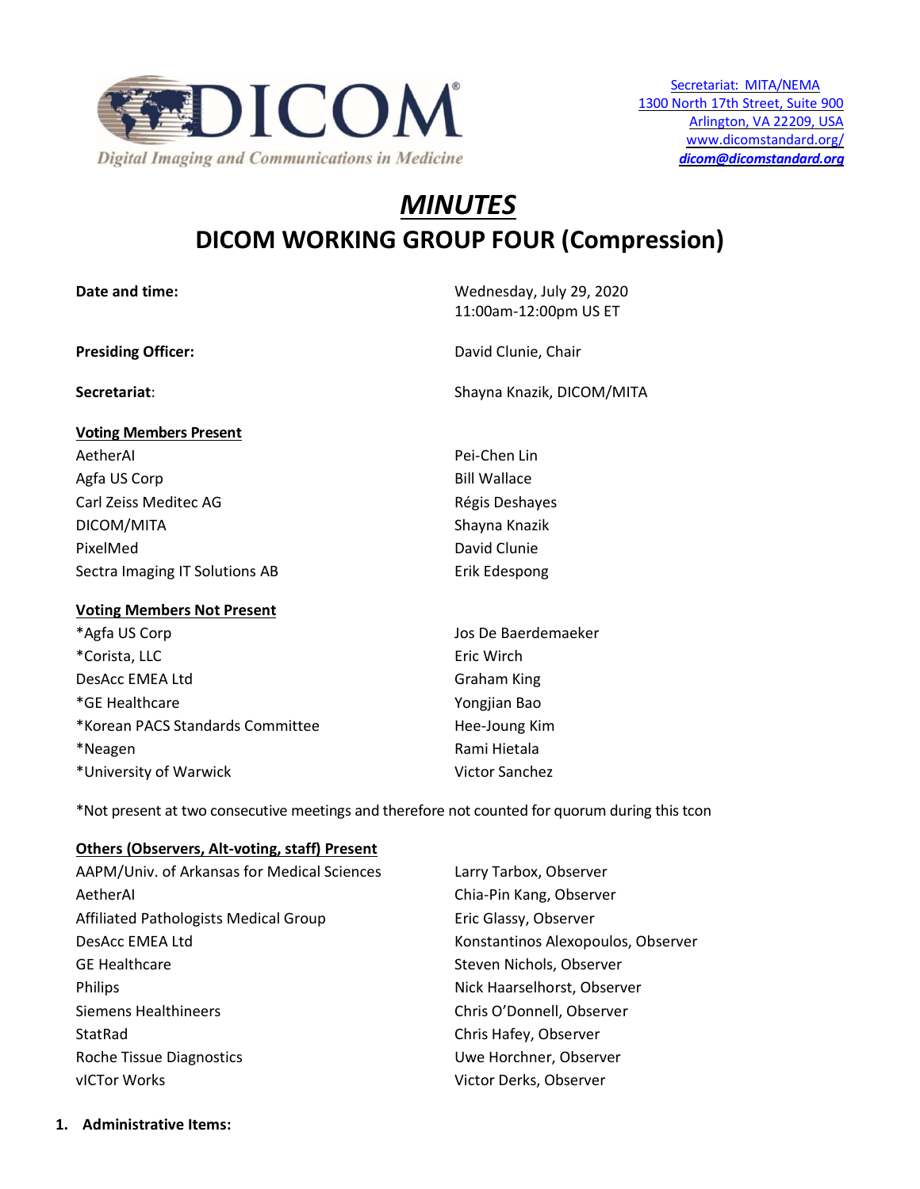Secretariat: MITA/NEMA
1300 North 17th Street, Suite 900
Arlington, VA 22209, USA
www.dicomstandard.org/
**dicom@dicomstandard.org**

# *MINUTES*

# DICOM WORKING GROUP FOUR (Compression)

| | |
|---|---|
| **Date and time:** | Wednesday, July 29, 2020<br>11:00am-12:00pm US ET |
| **Presiding Officer:** | David Clunie, Chair |
| **Secretariat:** | Shayna Knazik, DICOM/MITA |

**Voting Members Present**

| | |
|---|---|
| AetherAI | Pei-Chen Lin |
| Agfa US Corp | Bill Wallace |
| Carl Zeiss Meditec AG | Régis Deshayes |
| DICOM/MITA | Shayna Knazik |
| PixelMed | David Clunie |
| Sectra Imaging IT Solutions AB | Erik Edespong |

**Voting Members Not Present**

| | |
|---|---|
| *Agfa US Corp | Jos De Baerdemaeker |
| *Corista, LLC | Eric Wirch |
| DesAcc EMEA Ltd | Graham King |
| *GE Healthcare | Yongjian Bao |
| *Korean PACS Standards Committee | Hee-Joung Kim |
| *Neagen | Rami Hietala |
| *University of Warwick | Victor Sanchez |

*Not present at two consecutive meetings and therefore not counted for quorum during this tcon

**Others (Observers, Alt-voting, staff) Present**

| | |
|---|---|
| AAPM/Univ. of Arkansas for Medical Sciences | Larry Tarbox, Observer |
| AetherAI | Chia-Pin Kang, Observer |
| Affiliated Pathologists Medical Group | Eric Glassy, Observer |
| DesAcc EMEA Ltd | Konstantinos Alexopoulos, Observer |
| GE Healthcare | Steven Nichols, Observer |
| Philips | Nick Haarselhorst, Observer |
| Siemens Healthineers | Chris O'Donnell, Observer |
| StatRad | Chris Hafey, Observer |
| Roche Tissue Diagnostics | Uwe Horchner, Observer |
| vICTor Works | Victor Derks, Observer |

1. **Administrative Items:**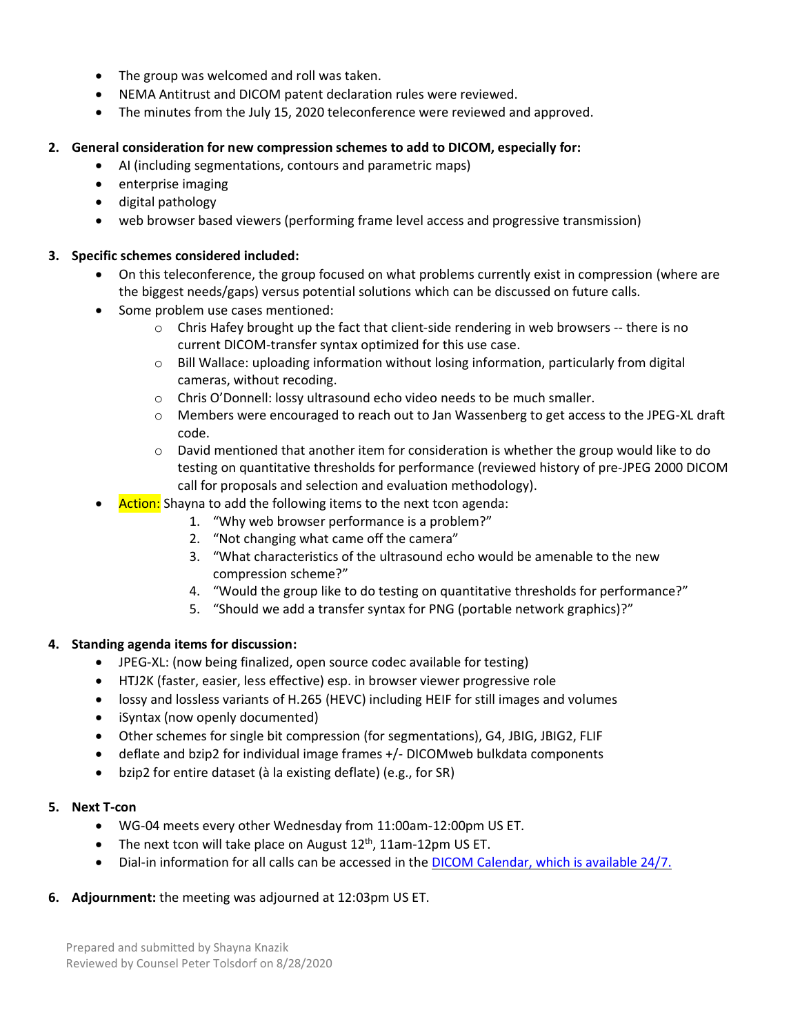- The group was welcomed and roll was taken.
- NEMA Antitrust and DICOM patent declaration rules were reviewed.
- The minutes from the July 15, 2020 teleconference were reviewed and approved.

2. **General consideration for new compression schemes to add to DICOM, especially for:**
   - AI (including segmentations, contours and parametric maps)
   - enterprise imaging
   - digital pathology
   - web browser based viewers (performing frame level access and progressive transmission)

3. **Specific schemes considered included:**
   - On this teleconference, the group focused on what problems currently exist in compression (where are the biggest needs/gaps) versus potential solutions which can be discussed on future calls.
   - Some problem use cases mentioned:
     - Chris Hafey brought up the fact that client-side rendering in web browsers -- there is no current DICOM-transfer syntax optimized for this use case.
     - Bill Wallace: uploading information without losing information, particularly from digital cameras, without recoding.
     - Chris O'Donnell: lossy ultrasound echo video needs to be much smaller.
     - Members were encouraged to reach out to Jan Wassenberg to get access to the JPEG-XL draft code.
     - David mentioned that another item for consideration is whether the group would like to do testing on quantitative thresholds for performance (reviewed history of pre-JPEG 2000 DICOM call for proposals and selection and evaluation methodology).
   - Action: Shayna to add the following items to the next tcon agenda:
     1. "Why web browser performance is a problem?"
     2. "Not changing what came off the camera"
     3. "What characteristics of the ultrasound echo would be amenable to the new compression scheme?"
     4. "Would the group like to do testing on quantitative thresholds for performance?"
     5. "Should we add a transfer syntax for PNG (portable network graphics)?"

4. **Standing agenda items for discussion:**
   - JPEG-XL: (now being finalized, open source codec available for testing)
   - HTJ2K (faster, easier, less effective) esp. in browser viewer progressive role
   - lossy and lossless variants of H.265 (HEVC) including HEIF for still images and volumes
   - iSyntax (now openly documented)
   - Other schemes for single bit compression (for segmentations), G4, JBIG, JBIG2, FLIF
   - deflate and bzip2 for individual image frames +/- DICOMweb bulkdata components
   - bzip2 for entire dataset (à la existing deflate) (e.g., for SR)

5. **Next T-con**
   - WG-04 meets every other Wednesday from 11:00am-12:00pm US ET.
   - The next tcon will take place on August 12th, 11am-12pm US ET.
   - Dial-in information for all calls can be accessed in the [DICOM Calendar, which is available 24/7.]()

6. **Adjournment:** the meeting was adjourned at 12:03pm US ET.

Prepared and submitted by Shayna Knazik
Reviewed by Counsel Peter Tolsdorf on 8/28/2020